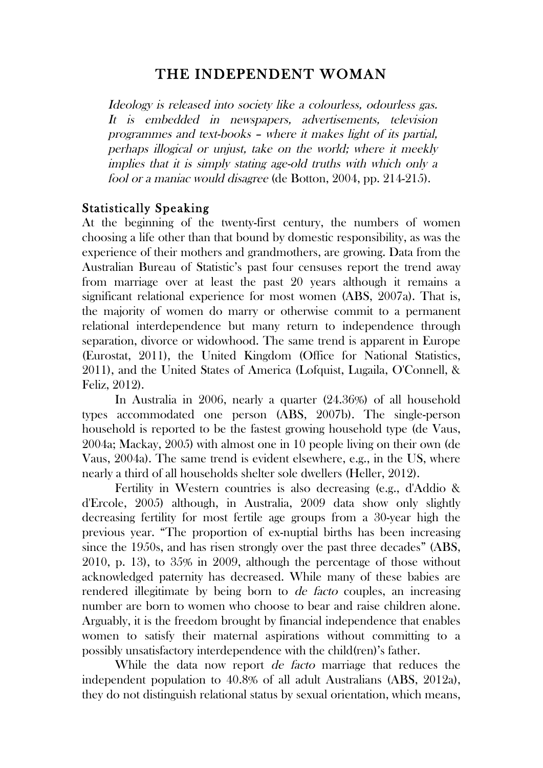# THE INDEPENDENT WOMAN

*Ideology is released into society like a colourless, odourless gas. It is embedded in newspapers, advertisements, television programmes and text-books – where it makes light of its partial, perhaps illogical or unjust, take on the world; where it meekly implies that it is simply stating age-old truths with which only a fool or a maniac would disagree* (de Botton, 2004, pp. 214-215).

## Statistically Speaking

At the beginning of the twenty-first century, the numbers of women choosing a life other than that bound by domestic responsibility, as was the experience of their mothers and grandmothers, are growing. Data from the Australian Bureau of Statistic's past four censuses report the trend away from marriage over at least the past 20 years although it remains a significant relational experience for most women (ABS, 2007a). That is, the majority of women do marry or otherwise commit to a permanent relational interdependence but many return to independence through separation, divorce or widowhood. The same trend is apparent in Europe (Eurostat, 2011), the United Kingdom (Office for National Statistics, 2011), and the United States of America (Lofquist, Lugaila, O'Connell, & Feliz, 2012).

In Australia in 2006, nearly a quarter (24.36%) of all household types accommodated one person (ABS, 2007b). The single-person household is reported to be the fastest growing household type (de Vaus, 2004a; Mackay, 2005) with almost one in 10 people living on their own (de Vaus, 2004a). The same trend is evident elsewhere, e.g., in the US, where nearly a third of all households shelter sole dwellers (Heller, 2012).

Fertility in Western countries is also decreasing (e.g., d'Addio & d'Ercole, 2005) although, in Australia, 2009 data show only slightly decreasing fertility for most fertile age groups from a 30-year high the previous year. "The proportion of ex-nuptial births has been increasing since the 1950s, and has risen strongly over the past three decades" (ABS, 2010, p. 13), to 35% in 2009, although the percentage of those without acknowledged paternity has decreased. While many of these babies are rendered illegitimate by being born to *de facto* couples, an increasing number are born to women who choose to bear and raise children alone. Arguably, it is the freedom brought by financial independence that enables women to satisfy their maternal aspirations without committing to a possibly unsatisfactory interdependence with the child(ren)'s father.

While the data now report *de facto* marriage that reduces the independent population to 40.8% of all adult Australians (ABS, 2012a), they do not distinguish relational status by sexual orientation, which means,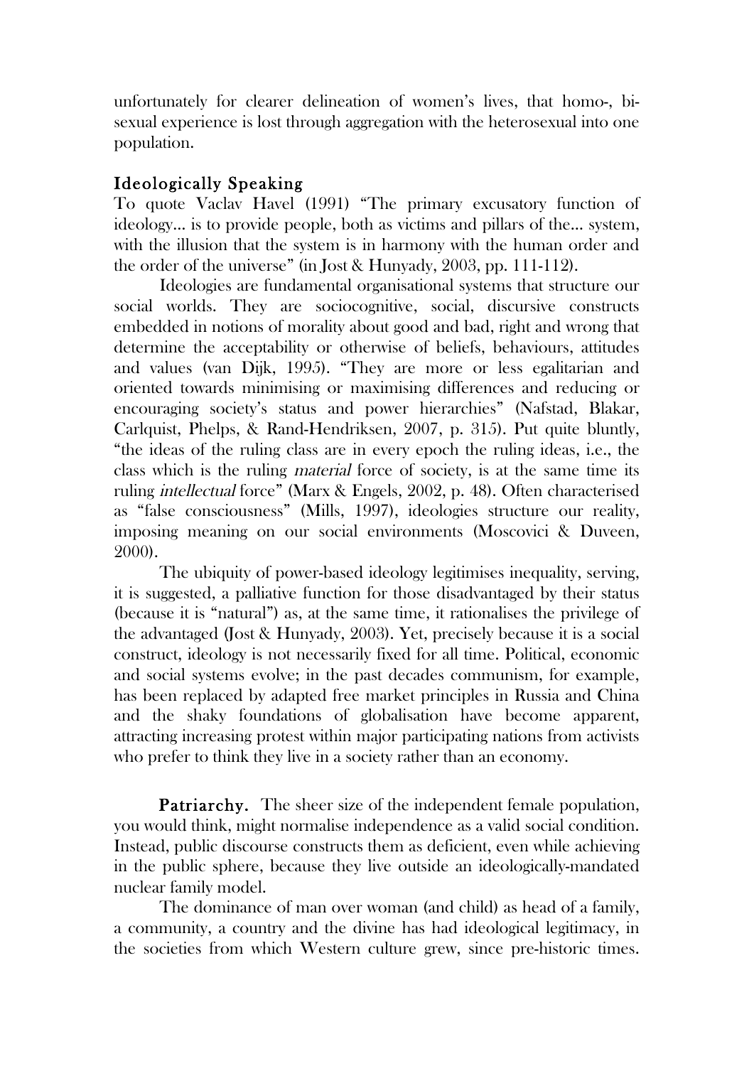unfortunately for clearer delineation of women's lives, that homo-, bi-sexual experience is lost through aggregation with the heterosexual into one population.

## Ideologically Speaking

To quote Vaclav Havel (1991) "The primary excusatory function of ideology… is to provide people, both as victims and pillars of the… system, with the illusion that the system is in harmony with the human order and the order of the universe" (in Jost & Hunyady, 2003, pp. 111-112).

Ideologies are fundamental organisational systems that structure our social worlds. They are sociocognitive, social, discursive constructs embedded in notions of morality about good and bad, right and wrong that determine the acceptability or otherwise of beliefs, behaviours, attitudes and values (van Dijk, 1995). "They are more or less egalitarian and oriented towards minimising or maximising differences and reducing or encouraging society's status and power hierarchies" (Nafstad, Blakar, Carlquist, Phelps, & Rand-Hendriksen, 2007, p. 315). Put quite bluntly, "the ideas of the ruling class are in every epoch the ruling ideas, i.e., the class which is the ruling *material* force of society, is at the same time its ruling *intellectual* force" (Marx & Engels, 2002, p. 48). Often characterised as "false consciousness" (Mills, 1997), ideologies structure our reality, imposing meaning on our social environments (Moscovici & Duveen, 2000).

The ubiquity of power-based ideology legitimises inequality, serving, it is suggested, a palliative function for those disadvantaged by their status (because it is "natural") as, at the same time, it rationalises the privilege of the advantaged (Jost & Hunyady, 2003). Yet, precisely because it is a social construct, ideology is not necessarily fixed for all time. Political, economic and social systems evolve; in the past decades communism, for example, has been replaced by adapted free market principles in Russia and China and the shaky foundations of globalisation have become apparent, attracting increasing protest within major participating nations from activists who prefer to think they live in a society rather than an economy.

**Patriarchy.** The sheer size of the independent female population, you would think, might normalise independence as a valid social condition. Instead, public discourse constructs them as deficient, even while achieving in the public sphere, because they live outside an ideologically-mandated nuclear family model.

The dominance of man over woman (and child) as head of a family, a community, a country and the divine has had ideological legitimacy, in the societies from which Western culture grew, since pre-historic times.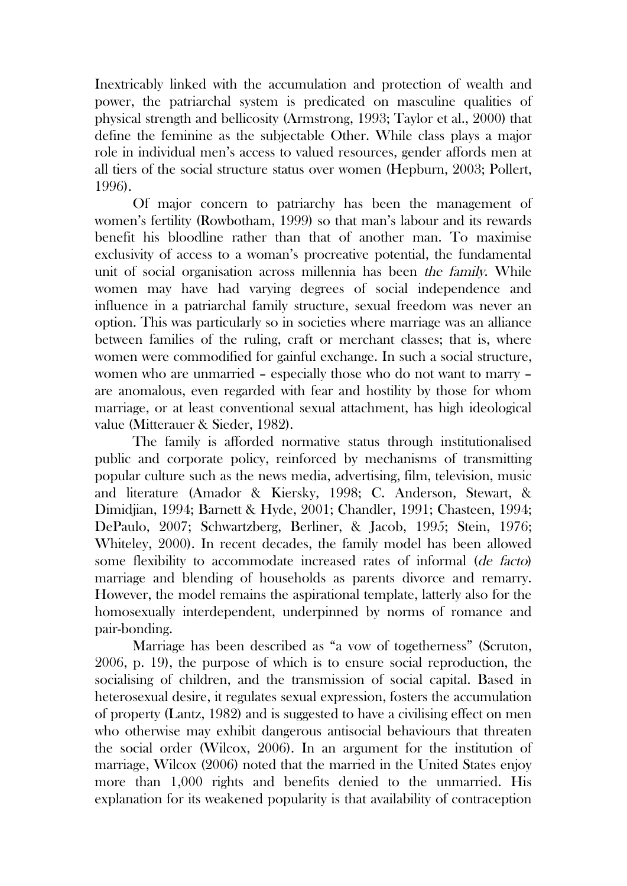Inextricably linked with the accumulation and protection of wealth and power, the patriarchal system is predicated on masculine qualities of physical strength and bellicosity (Armstrong, 1993; Taylor et al., 2000) that define the feminine as the subjectable Other. While class plays a major role in individual men's access to valued resources, gender affords men at all tiers of the social structure status over women (Hepburn, 2003; Pollert, 1996).

Of major concern to patriarchy has been the management of women's fertility (Rowbotham, 1999) so that man's labour and its rewards benefit his bloodline rather than that of another man. To maximise exclusivity of access to a woman's procreative potential, the fundamental unit of social organisation across millennia has been *the family*. While women may have had varying degrees of social independence and influence in a patriarchal family structure, sexual freedom was never an option. This was particularly so in societies where marriage was an alliance between families of the ruling, craft or merchant classes; that is, where women were commodified for gainful exchange. In such a social structure, women who are unmarried – especially those who do not want to marry – are anomalous, even regarded with fear and hostility by those for whom marriage, or at least conventional sexual attachment, has high ideological value (Mitterauer & Sieder, 1982).

The family is afforded normative status through institutionalised public and corporate policy, reinforced by mechanisms of transmitting popular culture such as the news media, advertising, film, television, music and literature (Amador & Kiersky, 1998; C. Anderson, Stewart, & Dimidjian, 1994; Barnett & Hyde, 2001; Chandler, 1991; Chasteen, 1994; DePaulo, 2007; Schwartzberg, Berliner, & Jacob, 1995; Stein, 1976; Whiteley, 2000). In recent decades, the family model has been allowed some flexibility to accommodate increased rates of informal (*de facto*) marriage and blending of households as parents divorce and remarry. However, the model remains the aspirational template, latterly also for the homosexually interdependent, underpinned by norms of romance and pair-bonding.

Marriage has been described as "a vow of togetherness" (Scruton, 2006, p. 19), the purpose of which is to ensure social reproduction, the socialising of children, and the transmission of social capital. Based in heterosexual desire, it regulates sexual expression, fosters the accumulation of property (Lantz, 1982) and is suggested to have a civilising effect on men who otherwise may exhibit dangerous antisocial behaviours that threaten the social order (Wilcox, 2006). In an argument for the institution of marriage, Wilcox (2006) noted that the married in the United States enjoy more than 1,000 rights and benefits denied to the unmarried. His explanation for its weakened popularity is that availability of contraception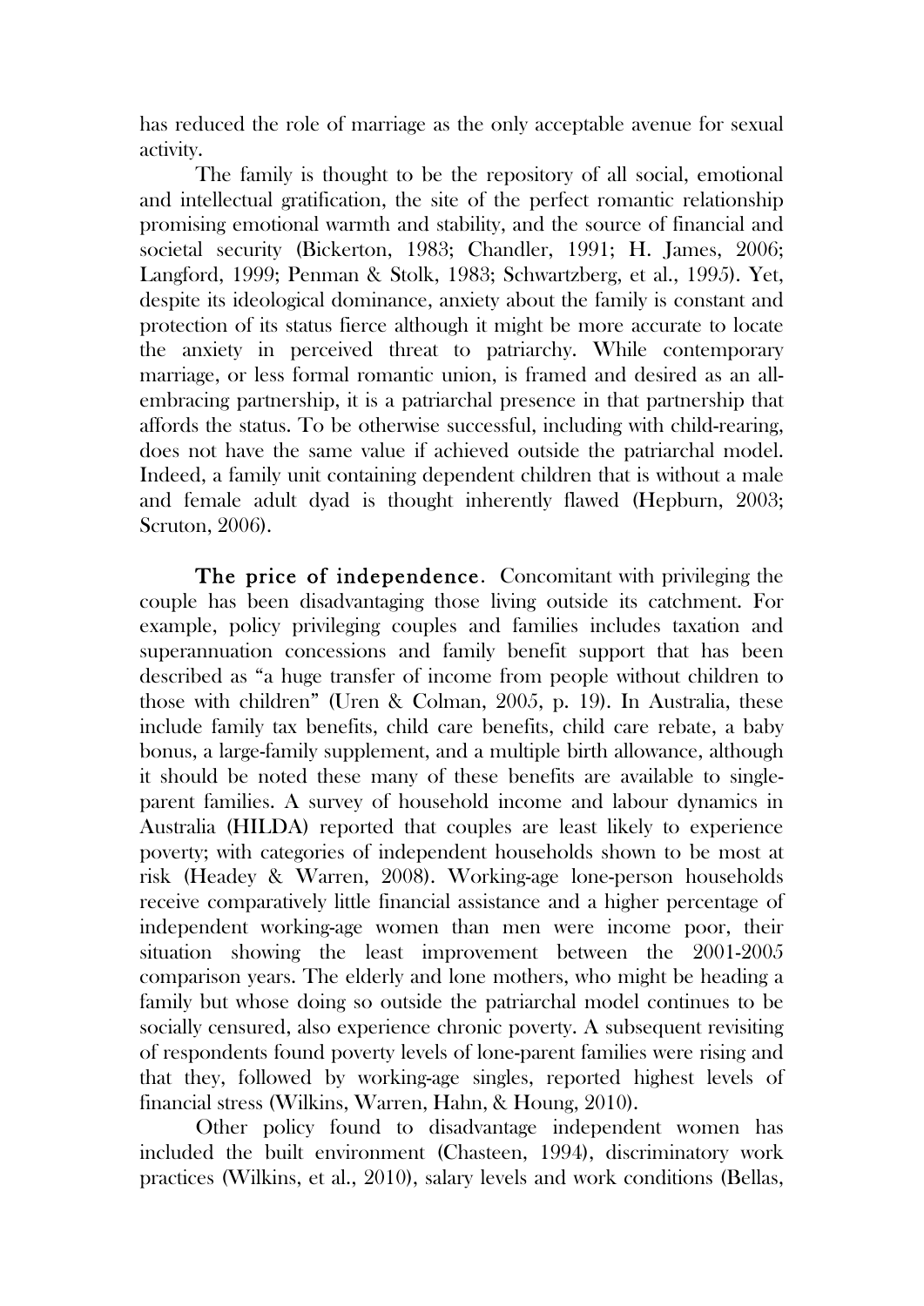has reduced the role of marriage as the only acceptable avenue for sexual activity.

The family is thought to be the repository of all social, emotional and intellectual gratification, the site of the perfect romantic relationship promising emotional warmth and stability, and the source of financial and societal security (Bickerton, 1983; Chandler, 1991; H. James, 2006; Langford, 1999; Penman & Stolk, 1983; Schwartzberg, et al., 1995). Yet, despite its ideological dominance, anxiety about the family is constant and protection of its status fierce although it might be more accurate to locate the anxiety in perceived threat to patriarchy. While contemporary marriage, or less formal romantic union, is framed and desired as an all-embracing partnership, it is a patriarchal presence in that partnership that affords the status. To be otherwise successful, including with child-rearing, does not have the same value if achieved outside the patriarchal model. Indeed, a family unit containing dependent children that is without a male and female adult dyad is thought inherently flawed (Hepburn, 2003; Scruton, 2006).

**The price of independence**. Concomitant with privileging the couple has been disadvantaging those living outside its catchment. For example, policy privileging couples and families includes taxation and superannuation concessions and family benefit support that has been described as "a huge transfer of income from people without children to those with children" (Uren & Colman, 2005, p. 19). In Australia, these include family tax benefits, child care benefits, child care rebate, a baby bonus, a large-family supplement, and a multiple birth allowance, although it should be noted these many of these benefits are available to single-parent families. A survey of household income and labour dynamics in Australia (HILDA) reported that couples are least likely to experience poverty; with categories of independent households shown to be most at risk (Headey & Warren, 2008). Working-age lone-person households receive comparatively little financial assistance and a higher percentage of independent working-age women than men were income poor, their situation showing the least improvement between the 2001-2005 comparison years. The elderly and lone mothers, who might be heading a family but whose doing so outside the patriarchal model continues to be socially censured, also experience chronic poverty. A subsequent revisiting of respondents found poverty levels of lone-parent families were rising and that they, followed by working-age singles, reported highest levels of financial stress (Wilkins, Warren, Hahn, & Houng, 2010).

Other policy found to disadvantage independent women has included the built environment (Chasteen, 1994), discriminatory work practices (Wilkins, et al., 2010), salary levels and work conditions (Bellas,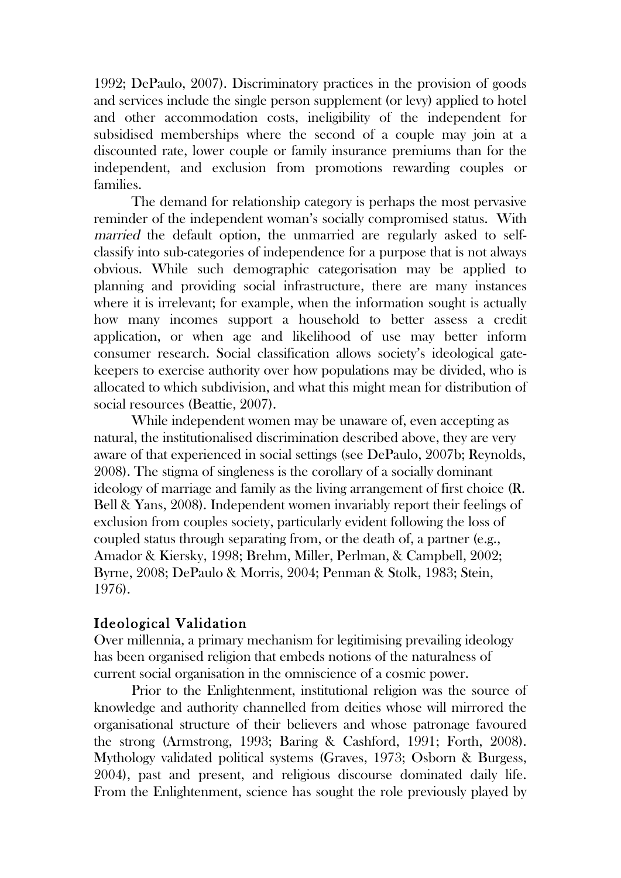1992; DePaulo, 2007). Discriminatory practices in the provision of goods and services include the single person supplement (or levy) applied to hotel and other accommodation costs, ineligibility of the independent for subsidised memberships where the second of a couple may join at a discounted rate, lower couple or family insurance premiums than for the independent, and exclusion from promotions rewarding couples or families.

The demand for relationship category is perhaps the most pervasive reminder of the independent woman's socially compromised status. With *married* the default option, the unmarried are regularly asked to self-classify into sub-categories of independence for a purpose that is not always obvious. While such demographic categorisation may be applied to planning and providing social infrastructure, there are many instances where it is irrelevant; for example, when the information sought is actually how many incomes support a household to better assess a credit application, or when age and likelihood of use may better inform consumer research. Social classification allows society's ideological gate-keepers to exercise authority over how populations may be divided, who is allocated to which subdivision, and what this might mean for distribution of social resources (Beattie, 2007).

While independent women may be unaware of, even accepting as natural, the institutionalised discrimination described above, they are very aware of that experienced in social settings (see DePaulo, 2007b; Reynolds, 2008). The stigma of singleness is the corollary of a socially dominant ideology of marriage and family as the living arrangement of first choice (R. Bell & Yans, 2008). Independent women invariably report their feelings of exclusion from couples society, particularly evident following the loss of coupled status through separating from, or the death of, a partner (e.g., Amador & Kiersky, 1998; Brehm, Miller, Perlman, & Campbell, 2002; Byrne, 2008; DePaulo & Morris, 2004; Penman & Stolk, 1983; Stein, 1976).

## Ideological Validation

Over millennia, a primary mechanism for legitimising prevailing ideology has been organised religion that embeds notions of the naturalness of current social organisation in the omniscience of a cosmic power.

Prior to the Enlightenment, institutional religion was the source of knowledge and authority channelled from deities whose will mirrored the organisational structure of their believers and whose patronage favoured the strong (Armstrong, 1993; Baring & Cashford, 1991; Forth, 2008). Mythology validated political systems (Graves, 1973; Osborn & Burgess, 2004), past and present, and religious discourse dominated daily life. From the Enlightenment, science has sought the role previously played by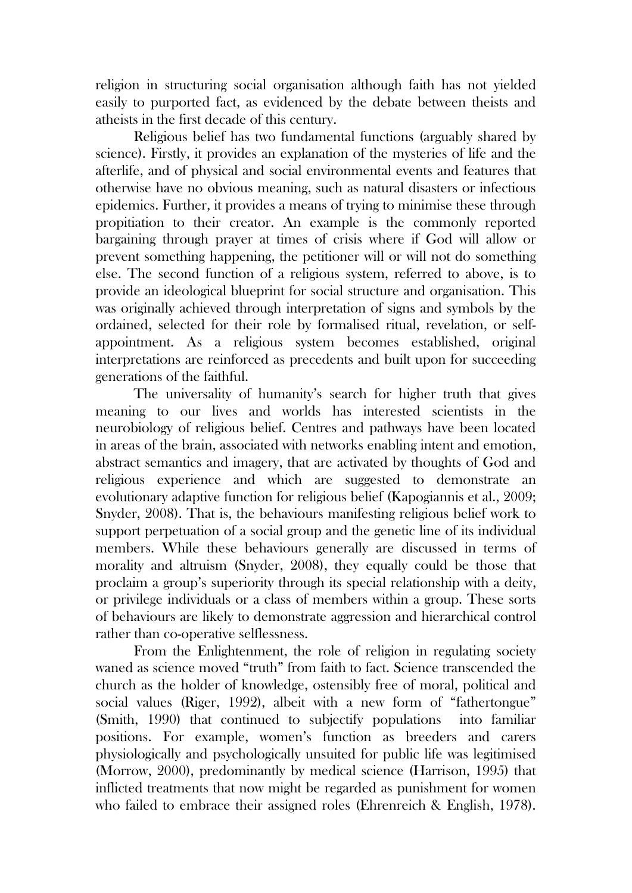religion in structuring social organisation although faith has not yielded easily to purported fact, as evidenced by the debate between theists and atheists in the first decade of this century.

Religious belief has two fundamental functions (arguably shared by science). Firstly, it provides an explanation of the mysteries of life and the afterlife, and of physical and social environmental events and features that otherwise have no obvious meaning, such as natural disasters or infectious epidemics. Further, it provides a means of trying to minimise these through propitiation to their creator. An example is the commonly reported bargaining through prayer at times of crisis where if God will allow or prevent something happening, the petitioner will or will not do something else. The second function of a religious system, referred to above, is to provide an ideological blueprint for social structure and organisation. This was originally achieved through interpretation of signs and symbols by the ordained, selected for their role by formalised ritual, revelation, or self-appointment. As a religious system becomes established, original interpretations are reinforced as precedents and built upon for succeeding generations of the faithful.

The universality of humanity's search for higher truth that gives meaning to our lives and worlds has interested scientists in the neurobiology of religious belief. Centres and pathways have been located in areas of the brain, associated with networks enabling intent and emotion, abstract semantics and imagery, that are activated by thoughts of God and religious experience and which are suggested to demonstrate an evolutionary adaptive function for religious belief (Kapogiannis et al., 2009; Snyder, 2008). That is, the behaviours manifesting religious belief work to support perpetuation of a social group and the genetic line of its individual members. While these behaviours generally are discussed in terms of morality and altruism (Snyder, 2008), they equally could be those that proclaim a group's superiority through its special relationship with a deity, or privilege individuals or a class of members within a group. These sorts of behaviours are likely to demonstrate aggression and hierarchical control rather than co-operative selflessness.

From the Enlightenment, the role of religion in regulating society waned as science moved "truth" from faith to fact. Science transcended the church as the holder of knowledge, ostensibly free of moral, political and social values (Riger, 1992), albeit with a new form of "fathertongue" (Smith, 1990) that continued to subjectify populations into familiar positions. For example, women's function as breeders and carers physiologically and psychologically unsuited for public life was legitimised (Morrow, 2000), predominantly by medical science (Harrison, 1995) that inflicted treatments that now might be regarded as punishment for women who failed to embrace their assigned roles (Ehrenreich & English, 1978).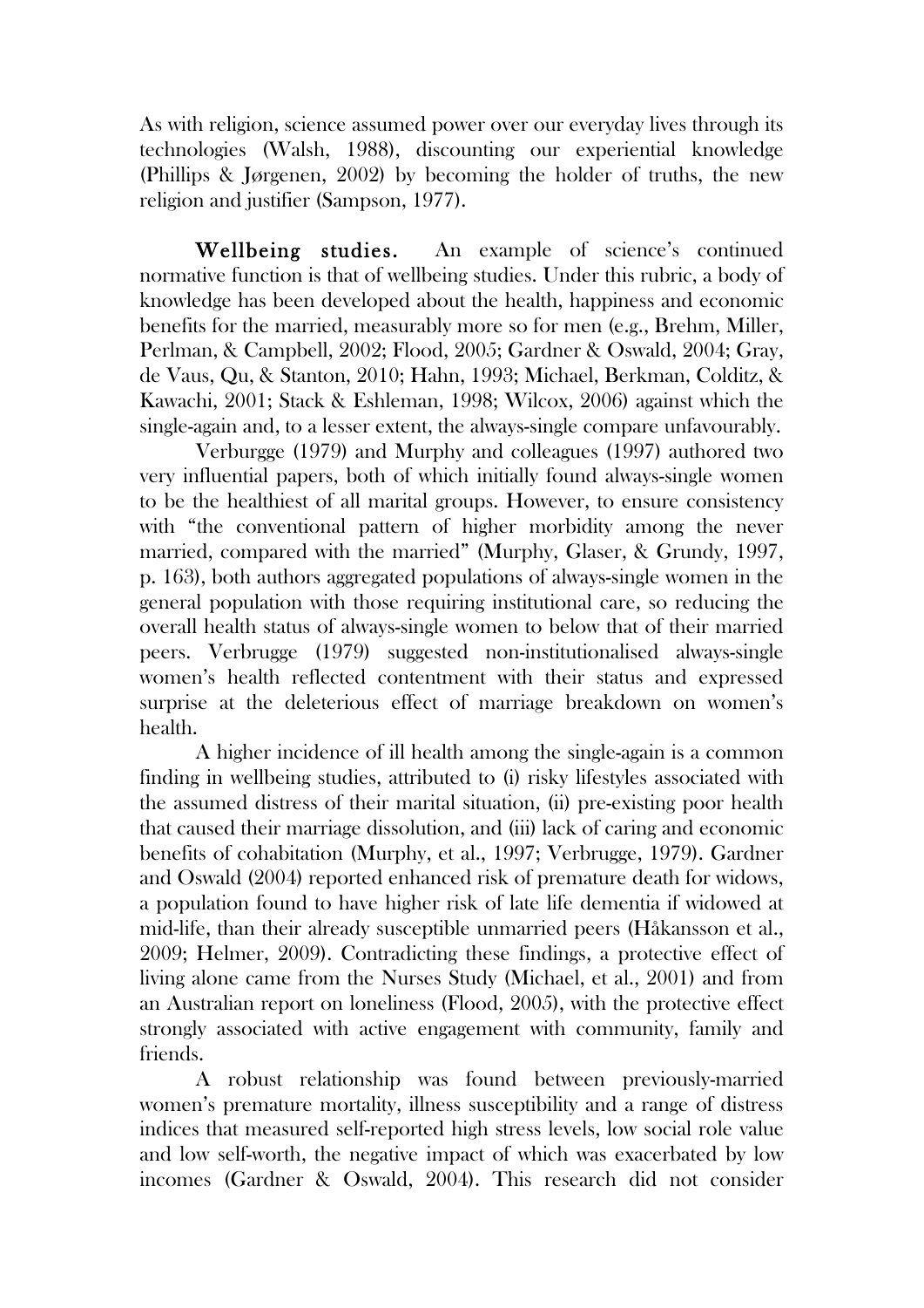As with religion, science assumed power over our everyday lives through its technologies (Walsh, 1988), discounting our experiential knowledge (Phillips & Jørgenen, 2002) by becoming the holder of truths, the new religion and justifier (Sampson, 1977).

**Wellbeing studies.** An example of science's continued normative function is that of wellbeing studies. Under this rubric, a body of knowledge has been developed about the health, happiness and economic benefits for the married, measurably more so for men (e.g., Brehm, Miller, Perlman, & Campbell, 2002; Flood, 2005; Gardner & Oswald, 2004; Gray, de Vaus, Qu, & Stanton, 2010; Hahn, 1993; Michael, Berkman, Colditz, & Kawachi, 2001; Stack & Eshleman, 1998; Wilcox, 2006) against which the single-again and, to a lesser extent, the always-single compare unfavourably.

Verburgge (1979) and Murphy and colleagues (1997) authored two very influential papers, both of which initially found always-single women to be the healthiest of all marital groups. However, to ensure consistency with "the conventional pattern of higher morbidity among the never married, compared with the married" (Murphy, Glaser, & Grundy, 1997, p. 163), both authors aggregated populations of always-single women in the general population with those requiring institutional care, so reducing the overall health status of always-single women to below that of their married peers. Verbrugge (1979) suggested non-institutionalised always-single women's health reflected contentment with their status and expressed surprise at the deleterious effect of marriage breakdown on women's health.

A higher incidence of ill health among the single-again is a common finding in wellbeing studies, attributed to (i) risky lifestyles associated with the assumed distress of their marital situation, (ii) pre-existing poor health that caused their marriage dissolution, and (iii) lack of caring and economic benefits of cohabitation (Murphy, et al., 1997; Verbrugge, 1979). Gardner and Oswald (2004) reported enhanced risk of premature death for widows, a population found to have higher risk of late life dementia if widowed at mid-life, than their already susceptible unmarried peers (Håkansson et al., 2009; Helmer, 2009). Contradicting these findings, a protective effect of living alone came from the Nurses Study (Michael, et al., 2001) and from an Australian report on loneliness (Flood, 2005), with the protective effect strongly associated with active engagement with community, family and friends.

A robust relationship was found between previously-married women's premature mortality, illness susceptibility and a range of distress indices that measured self-reported high stress levels, low social role value and low self-worth, the negative impact of which was exacerbated by low incomes (Gardner & Oswald, 2004). This research did not consider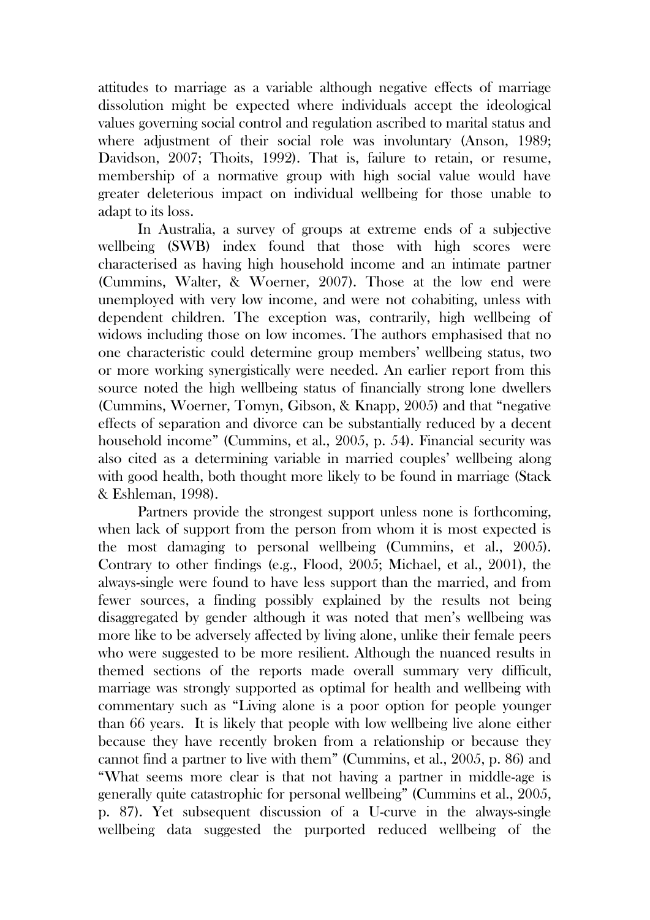attitudes to marriage as a variable although negative effects of marriage dissolution might be expected where individuals accept the ideological values governing social control and regulation ascribed to marital status and where adjustment of their social role was involuntary (Anson, 1989; Davidson, 2007; Thoits, 1992). That is, failure to retain, or resume, membership of a normative group with high social value would have greater deleterious impact on individual wellbeing for those unable to adapt to its loss.

In Australia, a survey of groups at extreme ends of a subjective wellbeing (SWB) index found that those with high scores were characterised as having high household income and an intimate partner (Cummins, Walter, & Woerner, 2007). Those at the low end were unemployed with very low income, and were not cohabiting, unless with dependent children. The exception was, contrarily, high wellbeing of widows including those on low incomes. The authors emphasised that no one characteristic could determine group members' wellbeing status, two or more working synergistically were needed. An earlier report from this source noted the high wellbeing status of financially strong lone dwellers (Cummins, Woerner, Tomyn, Gibson, & Knapp, 2005) and that "negative effects of separation and divorce can be substantially reduced by a decent household income" (Cummins, et al., 2005, p. 54). Financial security was also cited as a determining variable in married couples' wellbeing along with good health, both thought more likely to be found in marriage (Stack & Eshleman, 1998).

Partners provide the strongest support unless none is forthcoming, when lack of support from the person from whom it is most expected is the most damaging to personal wellbeing (Cummins, et al., 2005). Contrary to other findings (e.g., Flood, 2005; Michael, et al., 2001), the always-single were found to have less support than the married, and from fewer sources, a finding possibly explained by the results not being disaggregated by gender although it was noted that men's wellbeing was more like to be adversely affected by living alone, unlike their female peers who were suggested to be more resilient. Although the nuanced results in themed sections of the reports made overall summary very difficult, marriage was strongly supported as optimal for health and wellbeing with commentary such as "Living alone is a poor option for people younger than 66 years. It is likely that people with low wellbeing live alone either because they have recently broken from a relationship or because they cannot find a partner to live with them" (Cummins, et al., 2005, p. 86) and "What seems more clear is that not having a partner in middle-age is generally quite catastrophic for personal wellbeing" (Cummins et al., 2005, p. 87). Yet subsequent discussion of a U-curve in the always-single wellbeing data suggested the purported reduced wellbeing of the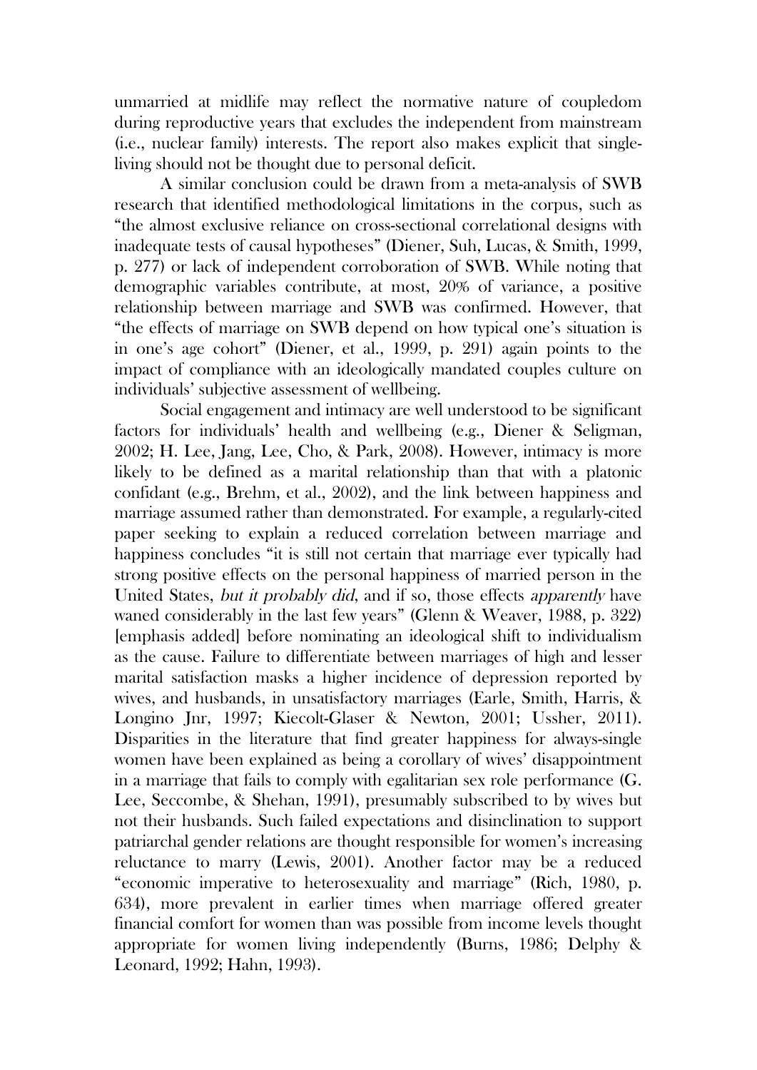unmarried at midlife may reflect the normative nature of coupledom during reproductive years that excludes the independent from mainstream (i.e., nuclear family) interests. The report also makes explicit that single-living should not be thought due to personal deficit.

A similar conclusion could be drawn from a meta-analysis of SWB research that identified methodological limitations in the corpus, such as "the almost exclusive reliance on cross-sectional correlational designs with inadequate tests of causal hypotheses" (Diener, Suh, Lucas, & Smith, 1999, p. 277) or lack of independent corroboration of SWB. While noting that demographic variables contribute, at most, 20% of variance, a positive relationship between marriage and SWB was confirmed. However, that "the effects of marriage on SWB depend on how typical one's situation is in one's age cohort" (Diener, et al., 1999, p. 291) again points to the impact of compliance with an ideologically mandated couples culture on individuals' subjective assessment of wellbeing.

Social engagement and intimacy are well understood to be significant factors for individuals' health and wellbeing (e.g., Diener & Seligman, 2002; H. Lee, Jang, Lee, Cho, & Park, 2008). However, intimacy is more likely to be defined as a marital relationship than that with a platonic confidant (e.g., Brehm, et al., 2002), and the link between happiness and marriage assumed rather than demonstrated. For example, a regularly-cited paper seeking to explain a reduced correlation between marriage and happiness concludes "it is still not certain that marriage ever typically had strong positive effects on the personal happiness of married person in the United States, *but it probably did*, and if so, those effects *apparently* have waned considerably in the last few years" (Glenn & Weaver, 1988, p. 322) [emphasis added] before nominating an ideological shift to individualism as the cause. Failure to differentiate between marriages of high and lesser marital satisfaction masks a higher incidence of depression reported by wives, and husbands, in unsatisfactory marriages (Earle, Smith, Harris, & Longino Jnr, 1997; Kiecolt-Glaser & Newton, 2001; Ussher, 2011). Disparities in the literature that find greater happiness for always-single women have been explained as being a corollary of wives' disappointment in a marriage that fails to comply with egalitarian sex role performance (G. Lee, Seccombe, & Shehan, 1991), presumably subscribed to by wives but not their husbands. Such failed expectations and disinclination to support patriarchal gender relations are thought responsible for women's increasing reluctance to marry (Lewis, 2001). Another factor may be a reduced "economic imperative to heterosexuality and marriage" (Rich, 1980, p. 634), more prevalent in earlier times when marriage offered greater financial comfort for women than was possible from income levels thought appropriate for women living independently (Burns, 1986; Delphy & Leonard, 1992; Hahn, 1993).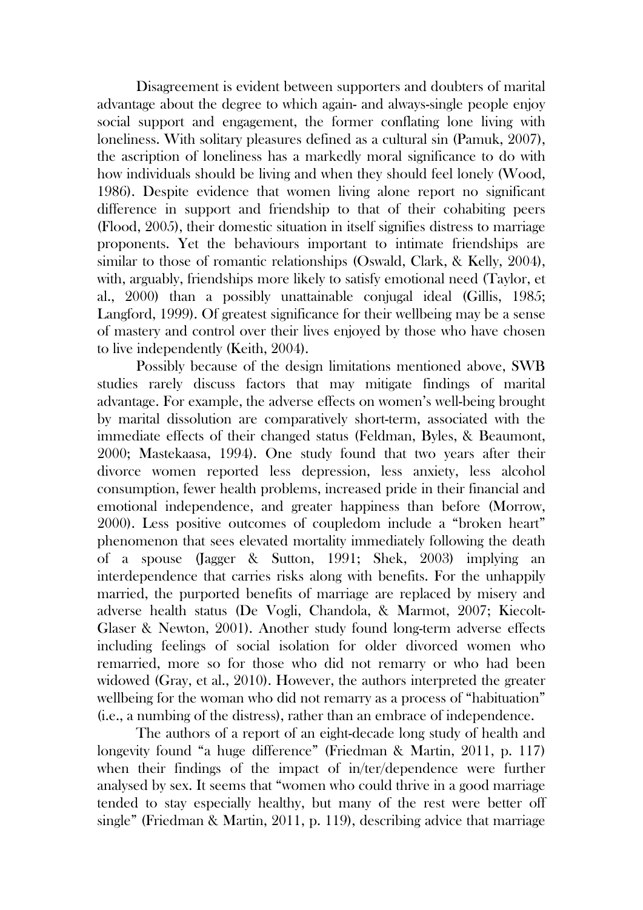Disagreement is evident between supporters and doubters of marital advantage about the degree to which again- and always-single people enjoy social support and engagement, the former conflating lone living with loneliness. With solitary pleasures defined as a cultural sin (Pamuk, 2007), the ascription of loneliness has a markedly moral significance to do with how individuals should be living and when they should feel lonely (Wood, 1986). Despite evidence that women living alone report no significant difference in support and friendship to that of their cohabiting peers (Flood, 2005), their domestic situation in itself signifies distress to marriage proponents. Yet the behaviours important to intimate friendships are similar to those of romantic relationships (Oswald, Clark, & Kelly, 2004), with, arguably, friendships more likely to satisfy emotional need (Taylor, et al., 2000) than a possibly unattainable conjugal ideal (Gillis, 1985; Langford, 1999). Of greatest significance for their wellbeing may be a sense of mastery and control over their lives enjoyed by those who have chosen to live independently (Keith, 2004).

Possibly because of the design limitations mentioned above, SWB studies rarely discuss factors that may mitigate findings of marital advantage. For example, the adverse effects on women's well-being brought by marital dissolution are comparatively short-term, associated with the immediate effects of their changed status (Feldman, Byles, & Beaumont, 2000; Mastekaasa, 1994). One study found that two years after their divorce women reported less depression, less anxiety, less alcohol consumption, fewer health problems, increased pride in their financial and emotional independence, and greater happiness than before (Morrow, 2000). Less positive outcomes of coupledom include a "broken heart" phenomenon that sees elevated mortality immediately following the death of a spouse (Jagger & Sutton, 1991; Shek, 2003) implying an interdependence that carries risks along with benefits. For the unhappily married, the purported benefits of marriage are replaced by misery and adverse health status (De Vogli, Chandola, & Marmot, 2007; Kiecolt-Glaser & Newton, 2001). Another study found long-term adverse effects including feelings of social isolation for older divorced women who remarried, more so for those who did not remarry or who had been widowed (Gray, et al., 2010). However, the authors interpreted the greater wellbeing for the woman who did not remarry as a process of "habituation" (i.e., a numbing of the distress), rather than an embrace of independence.

The authors of a report of an eight-decade long study of health and longevity found "a huge difference" (Friedman & Martin, 2011, p. 117) when their findings of the impact of in/ter/dependence were further analysed by sex. It seems that "women who could thrive in a good marriage tended to stay especially healthy, but many of the rest were better off single" (Friedman & Martin, 2011, p. 119), describing advice that marriage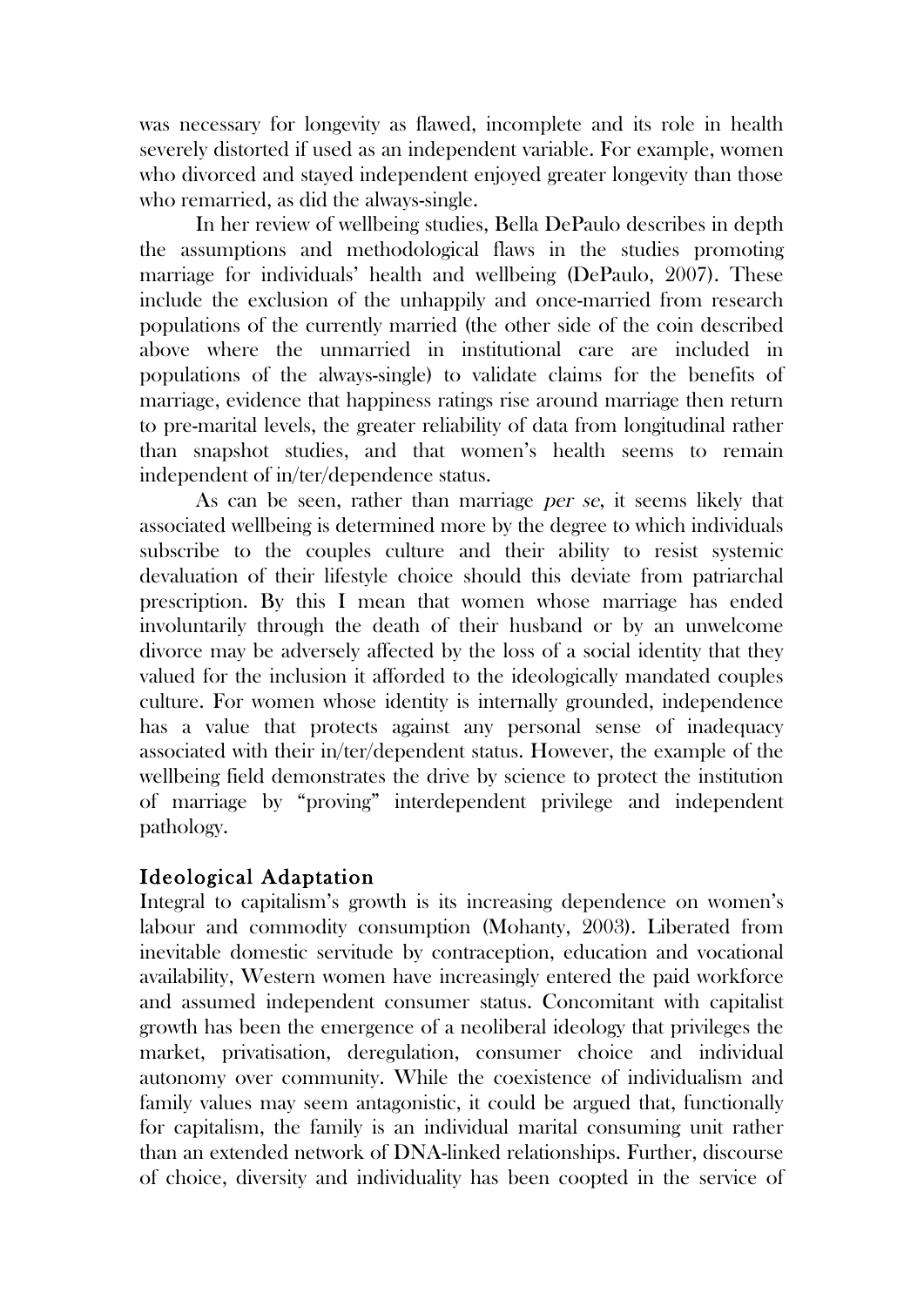was necessary for longevity as flawed, incomplete and its role in health severely distorted if used as an independent variable. For example, women who divorced and stayed independent enjoyed greater longevity than those who remarried, as did the always-single.

In her review of wellbeing studies, Bella DePaulo describes in depth the assumptions and methodological flaws in the studies promoting marriage for individuals' health and wellbeing (DePaulo, 2007). These include the exclusion of the unhappily and once-married from research populations of the currently married (the other side of the coin described above where the unmarried in institutional care are included in populations of the always-single) to validate claims for the benefits of marriage, evidence that happiness ratings rise around marriage then return to pre-marital levels, the greater reliability of data from longitudinal rather than snapshot studies, and that women's health seems to remain independent of in/ter/dependence status.

As can be seen, rather than marriage *per se*, it seems likely that associated wellbeing is determined more by the degree to which individuals subscribe to the couples culture and their ability to resist systemic devaluation of their lifestyle choice should this deviate from patriarchal prescription. By this I mean that women whose marriage has ended involuntarily through the death of their husband or by an unwelcome divorce may be adversely affected by the loss of a social identity that they valued for the inclusion it afforded to the ideologically mandated couples culture. For women whose identity is internally grounded, independence has a value that protects against any personal sense of inadequacy associated with their in/ter/dependent status. However, the example of the wellbeing field demonstrates the drive by science to protect the institution of marriage by "proving" interdependent privilege and independent pathology.

## Ideological Adaptation

Integral to capitalism's growth is its increasing dependence on women's labour and commodity consumption (Mohanty, 2003). Liberated from inevitable domestic servitude by contraception, education and vocational availability, Western women have increasingly entered the paid workforce and assumed independent consumer status. Concomitant with capitalist growth has been the emergence of a neoliberal ideology that privileges the market, privatisation, deregulation, consumer choice and individual autonomy over community. While the coexistence of individualism and family values may seem antagonistic, it could be argued that, functionally for capitalism, the family is an individual marital consuming unit rather than an extended network of DNA-linked relationships. Further, discourse of choice, diversity and individuality has been coopted in the service of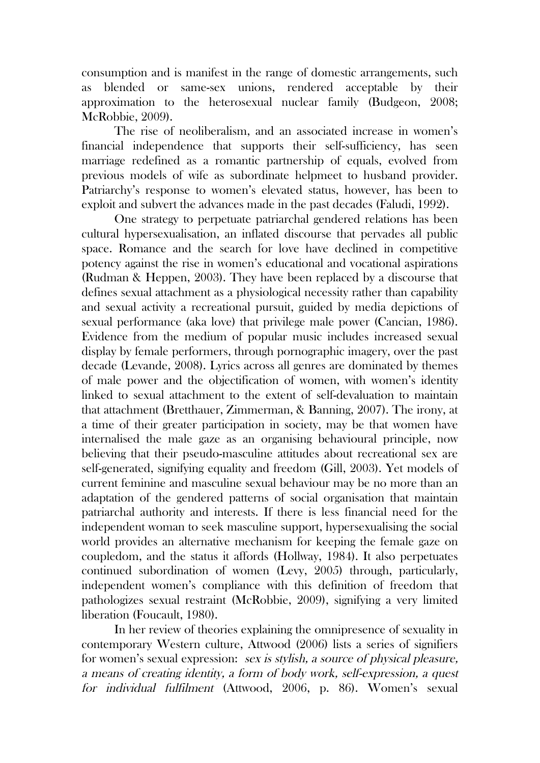consumption and is manifest in the range of domestic arrangements, such as blended or same-sex unions, rendered acceptable by their approximation to the heterosexual nuclear family (Budgeon, 2008; McRobbie, 2009).

The rise of neoliberalism, and an associated increase in women's financial independence that supports their self-sufficiency, has seen marriage redefined as a romantic partnership of equals, evolved from previous models of wife as subordinate helpmeet to husband provider. Patriarchy's response to women's elevated status, however, has been to exploit and subvert the advances made in the past decades (Faludi, 1992).

One strategy to perpetuate patriarchal gendered relations has been cultural hypersexualisation, an inflated discourse that pervades all public space. Romance and the search for love have declined in competitive potency against the rise in women's educational and vocational aspirations (Rudman & Heppen, 2003). They have been replaced by a discourse that defines sexual attachment as a physiological necessity rather than capability and sexual activity a recreational pursuit, guided by media depictions of sexual performance (aka love) that privilege male power (Cancian, 1986). Evidence from the medium of popular music includes increased sexual display by female performers, through pornographic imagery, over the past decade (Levande, 2008). Lyrics across all genres are dominated by themes of male power and the objectification of women, with women's identity linked to sexual attachment to the extent of self-devaluation to maintain that attachment (Bretthauer, Zimmerman, & Banning, 2007). The irony, at a time of their greater participation in society, may be that women have internalised the male gaze as an organising behavioural principle, now believing that their pseudo-masculine attitudes about recreational sex are self-generated, signifying equality and freedom (Gill, 2003). Yet models of current feminine and masculine sexual behaviour may be no more than an adaptation of the gendered patterns of social organisation that maintain patriarchal authority and interests. If there is less financial need for the independent woman to seek masculine support, hypersexualising the social world provides an alternative mechanism for keeping the female gaze on coupledom, and the status it affords (Hollway, 1984). It also perpetuates continued subordination of women (Levy, 2005) through, particularly, independent women's compliance with this definition of freedom that pathologizes sexual restraint (McRobbie, 2009), signifying a very limited liberation (Foucault, 1980).

In her review of theories explaining the omnipresence of sexuality in contemporary Western culture, Attwood (2006) lists a series of signifiers for women's sexual expression: *sex is stylish, a source of physical pleasure, a means of creating identity, a form of body work, self-expression, a quest for individual fulfilment* (Attwood, 2006, p. 86). Women's sexual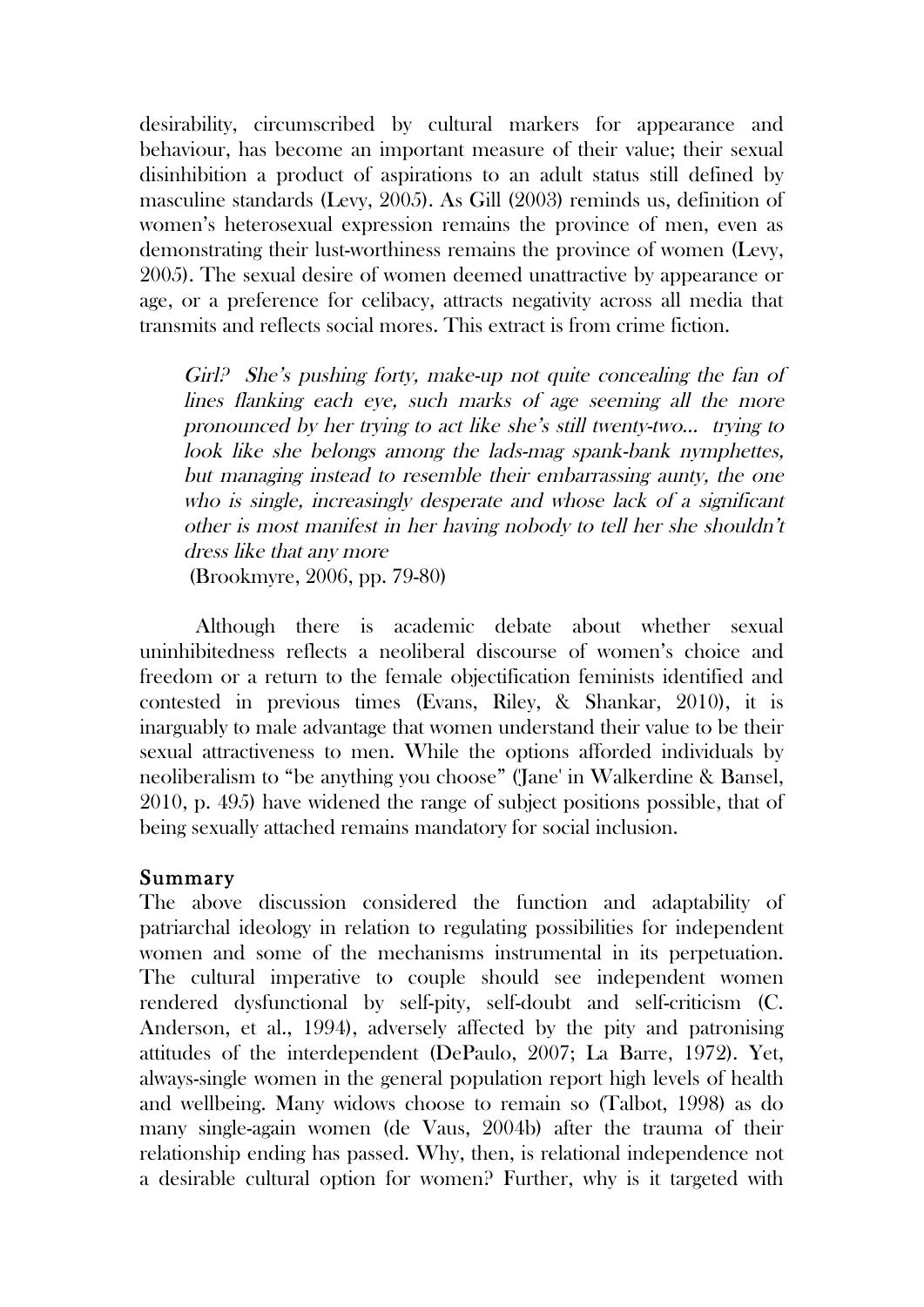desirability, circumscribed by cultural markers for appearance and behaviour, has become an important measure of their value; their sexual disinhibition a product of aspirations to an adult status still defined by masculine standards (Levy, 2005). As Gill (2003) reminds us, definition of women's heterosexual expression remains the province of men, even as demonstrating their lust-worthiness remains the province of women (Levy, 2005). The sexual desire of women deemed unattractive by appearance or age, or a preference for celibacy, attracts negativity across all media that transmits and reflects social mores. This extract is from crime fiction.

> *Girl? She's pushing forty, make-up not quite concealing the fan of lines flanking each eye, such marks of age seeming all the more pronounced by her trying to act like she's still twenty-two... trying to look like she belongs among the lads-mag spank-bank nymphettes, but managing instead to resemble their embarrassing aunty, the one who is single, increasingly desperate and whose lack of a significant other is most manifest in her having nobody to tell her she shouldn't dress like that any more*
>
> (Brookmyre, 2006, pp. 79-80)

Although there is academic debate about whether sexual uninhibitedness reflects a neoliberal discourse of women's choice and freedom or a return to the female objectification feminists identified and contested in previous times (Evans, Riley, & Shankar, 2010), it is inarguably to male advantage that women understand their value to be their sexual attractiveness to men. While the options afforded individuals by neoliberalism to "be anything you choose" ('Jane' in Walkerdine & Bansel, 2010, p. 495) have widened the range of subject positions possible, that of being sexually attached remains mandatory for social inclusion.

## Summary

The above discussion considered the function and adaptability of patriarchal ideology in relation to regulating possibilities for independent women and some of the mechanisms instrumental in its perpetuation. The cultural imperative to couple should see independent women rendered dysfunctional by self-pity, self-doubt and self-criticism (C. Anderson, et al., 1994), adversely affected by the pity and patronising attitudes of the interdependent (DePaulo, 2007; La Barre, 1972). Yet, always-single women in the general population report high levels of health and wellbeing. Many widows choose to remain so (Talbot, 1998) as do many single-again women (de Vaus, 2004b) after the trauma of their relationship ending has passed. Why, then, is relational independence not a desirable cultural option for women? Further, why is it targeted with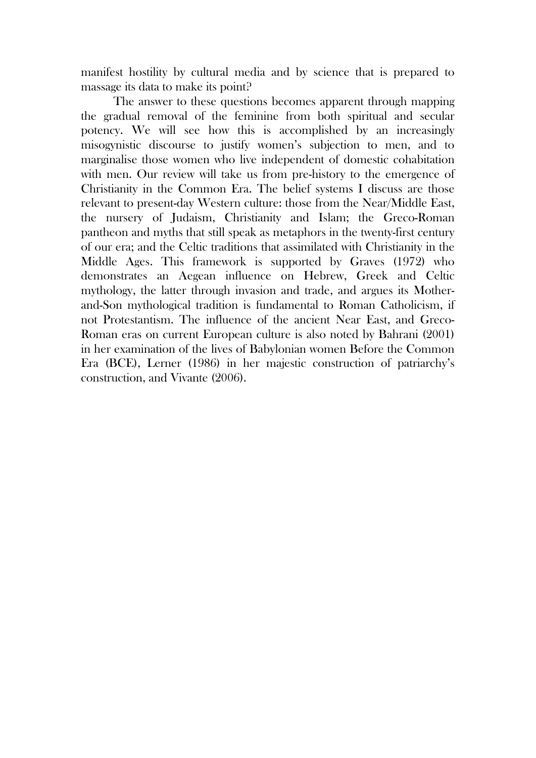manifest hostility by cultural media and by science that is prepared to massage its data to make its point?

The answer to these questions becomes apparent through mapping the gradual removal of the feminine from both spiritual and secular potency. We will see how this is accomplished by an increasingly misogynistic discourse to justify women's subjection to men, and to marginalise those women who live independent of domestic cohabitation with men. Our review will take us from pre-history to the emergence of Christianity in the Common Era. The belief systems I discuss are those relevant to present-day Western culture: those from the Near/Middle East, the nursery of Judaism, Christianity and Islam; the Greco-Roman pantheon and myths that still speak as metaphors in the twenty-first century of our era; and the Celtic traditions that assimilated with Christianity in the Middle Ages. This framework is supported by Graves (1972) who demonstrates an Aegean influence on Hebrew, Greek and Celtic mythology, the latter through invasion and trade, and argues its Mother-and-Son mythological tradition is fundamental to Roman Catholicism, if not Protestantism. The influence of the ancient Near East, and Greco-Roman eras on current European culture is also noted by Bahrani (2001) in her examination of the lives of Babylonian women Before the Common Era (BCE), Lerner (1986) in her majestic construction of patriarchy's construction, and Vivante (2006).